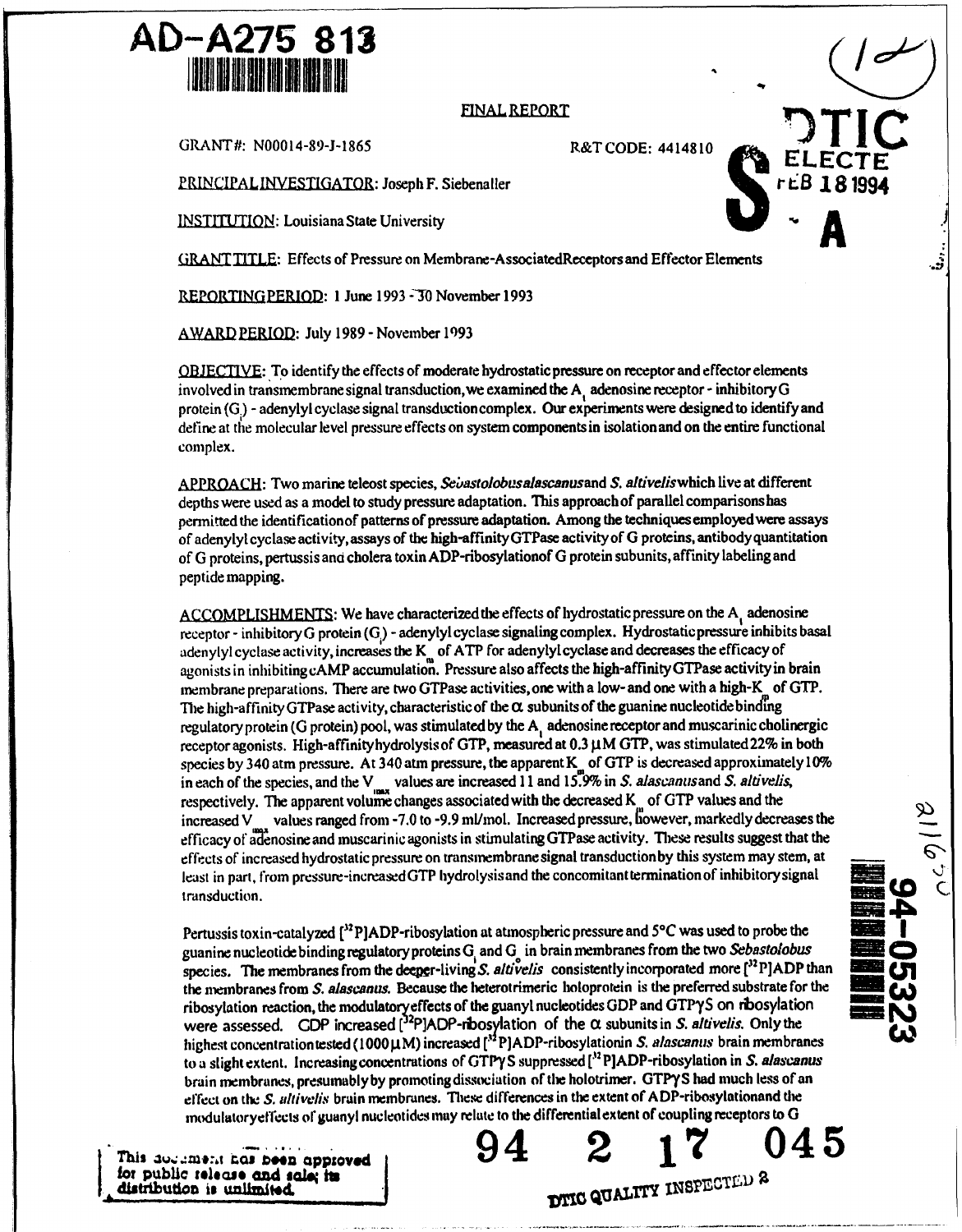AD-A275 813

FINAL REPORT

GRANT#: N00014-89-J-1865 R&T CODE: 4414810

PRINCIPAL INVESTIGATOR: Joseph F. Siebenaller

INSTITUTION: Louisiana State University

GRANT TITLE: Effects of Pressure on Membrane-Associated Receptors and Effector Elements

REPORTING PERIOD: 1 June 1993 - 30 November 1993

AWARD PERIOD: July 1989 - November 1993

OBJECTIVE: To identify the effects of moderate hydrostatic pressure on receptor and effector elements involved in transmembrane signal transduction, we examined the $A_1$ adenosine receptor - inhibitory G protein ($G_i$) - adenylyl cyclase signal transduction complex. Our experiments were designed to identify and define at the molecular level pressure effects on system components in isolation and on the entire functional complex.

APPROACH: Two marine teleost species, *Sebastolobus alascanus* and *S. altivelis* which live at different depths were used as a model to study pressure adaptation. This approach of parallel comparisons has permitted the identification of patterns of pressure adaptation. Among the techniques employed were assays of adenylyl cyclase activity, assays of the high-affinity GTPase activity of G proteins, antibody quantitation of G proteins, pertussis and cholera toxin ADP-ribosylation of G protein subunits, affinity labeling and peptide mapping.

ACCOMPLISHMENTS: We have characterized the effects of hydrostatic pressure on the $A_1$ adenosine receptor - inhibitory G protein ($G_i$) - adenylyl cyclase signaling complex. Hydrostatic pressure inhibits basal adenylyl cyclase activity, increases the $K_m$ of ATP for adenylyl cyclase and decreases the efficacy of agonists in inhibiting cAMP accumulation. Pressure also affects the high-affinity GTPase activity in brain membrane preparations. There are two GTPase activities, one with a low- and one with a high-$K_m$ of GTP. The high-affinity GTPase activity, characteristic of the $\alpha$ subunits of the guanine nucleotide binding regulatory protein (G protein) pool, was stimulated by the $A_1$ adenosine receptor and muscarinic cholinergic receptor agonists. High-affinity hydrolysis of GTP, measured at 0.3 $\mu$M GTP, was stimulated 22% in both species by 340 atm pressure. At 340 atm pressure, the apparent $K_m$ of GTP is decreased approximately 10% in each of the species, and the $V_{max}$ values are increased 11 and 15.9% in *S. alascanus* and *S. altivelis*, respectively. The apparent volume changes associated with the decreased $K_m$ of GTP values and the increased $V_{max}$ values ranged from -7.0 to -9.9 ml/mol. Increased pressure, however, markedly decreases the efficacy of adenosine and muscarinic agonists in stimulating GTPase activity. These results suggest that the effects of increased hydrostatic pressure on transmembrane signal transduction by this system may stem, at least in part, from pressure-increased GTP hydrolysis and the concomitant termination of inhibitory signal transduction.

Pertussis toxin-catalyzed [$^{32}$P]ADP-ribosylation at atmospheric pressure and 5°C was used to probe the guanine nucleotide binding regulatory proteins $G_i$ and $G_o$ in brain membranes from the two *Sebastolobus* species. The membranes from the deeper-living *S. altivelis* consistently incorporated more [$^{32}$P]ADP than the membranes from *S. alascanus*. Because the heterotrimeric holoprotein is the preferred substrate for the ribosylation reaction, the modulatory effects of the guanyl nucleotides GDP and GTP$\gamma$S on ribosylation were assessed. GDP increased [$^{32}$P]ADP-ribosylation of the $\alpha$ subunits in *S. altivelis*. Only the highest concentration tested (1000 $\mu$M) increased [$^{32}$P]ADP-ribosylation in *S. alascanus* brain membranes to a slight extent. Increasing concentrations of GTP$\gamma$S suppressed [$^{32}$P]ADP-ribosylation in *S. alascanus* brain membranes, presumably by promoting dissociation of the holotrimer. GTP$\gamma$S had much less of an effect on the *S. altivelis* brain membranes. These differences in the extent of ADP-ribosylation and the modulatory effects of guanyl nucleotides may relate to the differential extent of coupling receptors to G

This document has been approved for public release and sale; its distribution is unlimited.

94-05323

94 2 17 045

DTIC QUALITY INSPECTED 2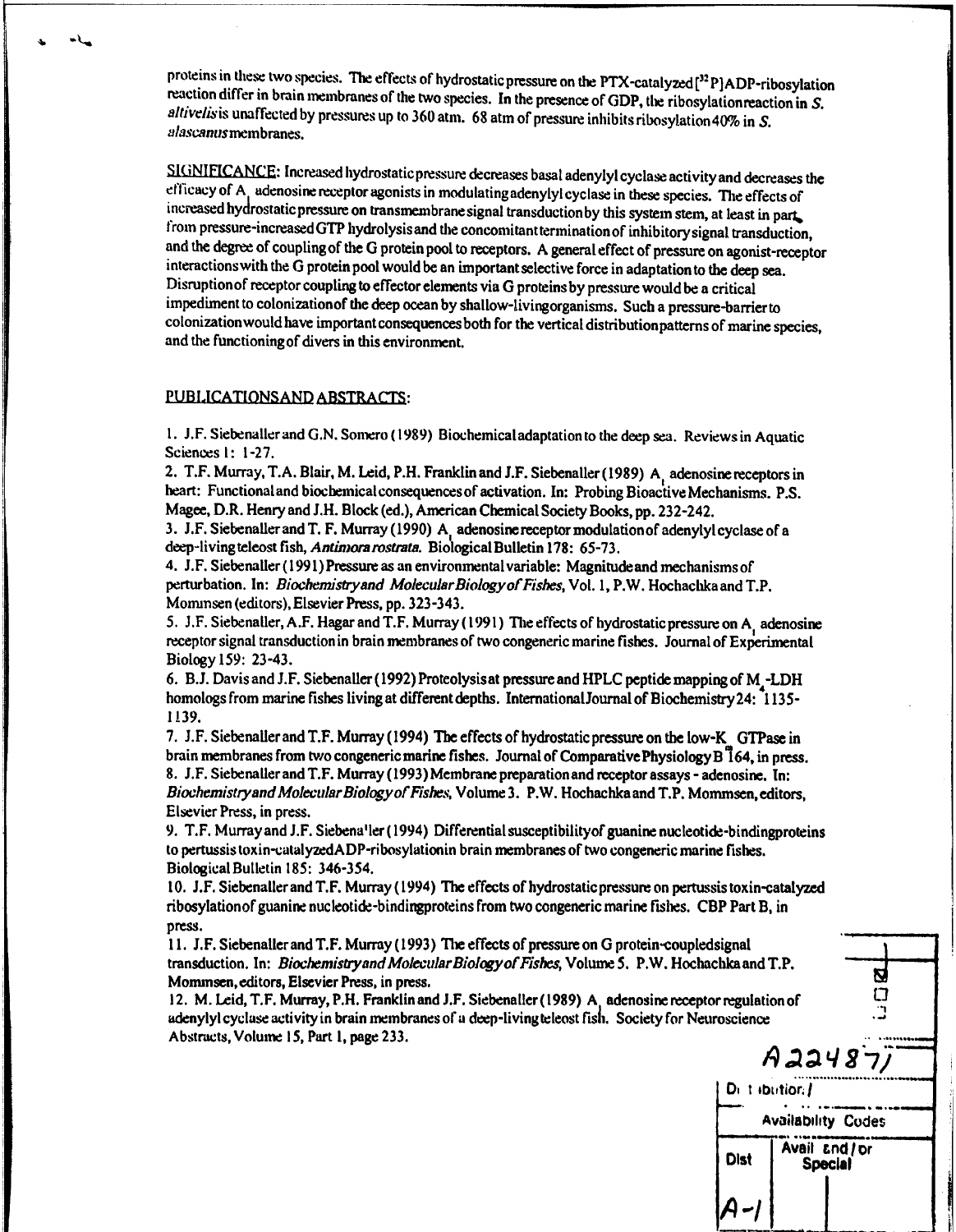proteins in these two species. The effects of hydrostatic pressure on the PTX-catalyzed [$^{32}$P]ADP-ribosylation reaction differ in brain membranes of the two species. In the presence of GDP, the ribosylation reaction in *S. altivelis* is unaffected by pressures up to 360 atm. 68 atm of pressure inhibits ribosylation 40% in *S. alascanus* membranes.

SIGNIFICANCE: Increased hydrostatic pressure decreases basal adenylyl cyclase activity and decreases the efficacy of $A_1$ adenosine receptor agonists in modulating adenylyl cyclase in these species. The effects of increased hydrostatic pressure on transmembrane signal transduction by this system stem, at least in part, from pressure-increased GTP hydrolysis and the concomitant termination of inhibitory signal transduction, and the degree of coupling of the G protein pool to receptors. A general effect of pressure on agonist-receptor interactions with the G protein pool would be an important selective force in adaptation to the deep sea. Disruption of receptor coupling to effector elements via G proteins by pressure would be a critical impediment to colonization of the deep ocean by shallow-living organisms. Such a pressure-barrier to colonization would have important consequences both for the vertical distribution patterns of marine species, and the functioning of divers in this environment.

## PUBLICATIONS AND ABSTRACTS:

1. J.F. Siebenaller and G.N. Somero (1989) Biochemical adaptation to the deep sea. Reviews in Aquatic Sciences 1: 1-27.
2. T.F. Murray, T.A. Blair, M. Leid, P.H. Franklin and J.F. Siebenaller (1989) $A_1$ adenosine receptors in heart: Functional and biochemical consequences of activation. In: Probing Bioactive Mechanisms. P.S. Magee, D.R. Henry and J.H. Block (ed.), American Chemical Society Books, pp. 232-242.
3. J.F. Siebenaller and T. F. Murray (1990) $A_1$ adenosine receptor modulation of adenylyl cyclase of a deep-living teleost fish, *Antimora rostrata*. Biological Bulletin 178: 65-73.
4. J.F. Siebenaller (1991) Pressure as an environmental variable: Magnitude and mechanisms of perturbation. In: *Biochemistry and Molecular Biology of Fishes*, Vol. 1, P.W. Hochachka and T.P. Mommsen (editors), Elsevier Press, pp. 323-343.
5. J.F. Siebenaller, A.F. Hagar and T.F. Murray (1991) The effects of hydrostatic pressure on $A_1$ adenosine receptor signal transduction in brain membranes of two congeneric marine fishes. Journal of Experimental Biology 159: 23-43.
6. B.J. Davis and J.F. Siebenaller (1992) Proteolysis at pressure and HPLC peptide mapping of $M_4$-LDH homologs from marine fishes living at different depths. International Journal of Biochemistry 24: 1135-1139.
7. J.F. Siebenaller and T.F. Murray (1994) The effects of hydrostatic pressure on the low-$K_m$ GTPase in brain membranes from two congeneric marine fishes. Journal of Comparative Physiology B 164, in press.
8. J.F. Siebenaller and T.F. Murray (1993) Membrane preparation and receptor assays - adenosine. In: *Biochemistry and Molecular Biology of Fishes*, Volume 3. P.W. Hochachka and T.P. Mommsen, editors, Elsevier Press, in press.
9. T.F. Murray and J.F. Siebenaller (1994) Differential susceptibility of guanine nucleotide-binding proteins to pertussis toxin-catalyzed ADP-ribosylation in brain membranes of two congeneric marine fishes. Biological Bulletin 185: 346-354.
10. J.F. Siebenaller and T.F. Murray (1994) The effects of hydrostatic pressure on pertussis toxin-catalyzed ribosylation of guanine nucleotide-binding proteins from two congeneric marine fishes. CBP Part B, in press.
11. J.F. Siebenaller and T.F. Murray (1993) The effects of pressure on G protein-coupled signal transduction. In: *Biochemistry and Molecular Biology of Fishes*, Volume 5. P.W. Hochachka and T.P. Mommsen, editors, Elsevier Press, in press.
12. M. Leid, T.F. Murray, P.H. Franklin and J.F. Siebenaller (1989) $A_1$ adenosine receptor regulation of adenylyl cyclase activity in brain membranes of a deep-living teleost fish. Society for Neuroscience Abstracts, Volume 15, Part 1, page 233.

A224871

Distribution /

Availability Codes

| Dist | Avail and / or Special |
|---|---|
| A-1 | |